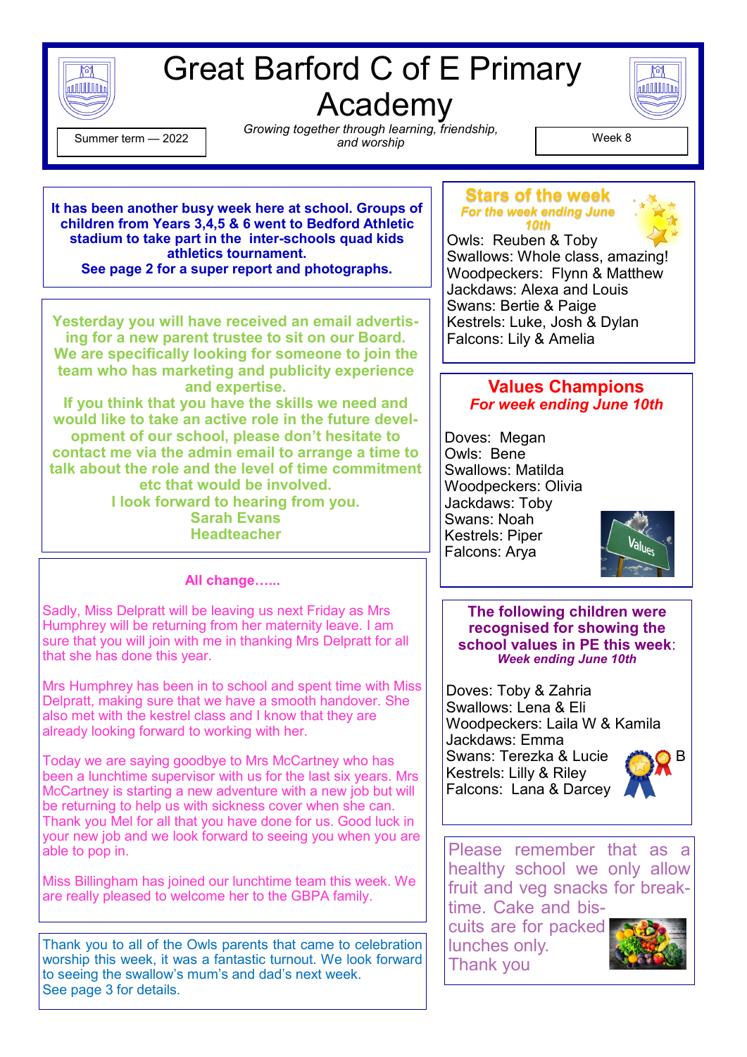# Great Barford C of E Primary Academy

Summer term — 2022

*Growing together through learning, friendship, and worship*

Week 8

**It has been another busy week here at school. Groups of children from Years 3,4,5 & 6 went to Bedford Athletic stadium to take part in the inter-schools quad kids athletics tournament.**
**See page 2 for a super report and photographs.**

**Yesterday you will have received an email advertising for a new parent trustee to sit on our Board. We are specifically looking for someone to join the team who has marketing and publicity experience and expertise.**
**If you think that you have the skills we need and would like to take an active role in the future development of our school, please don't hesitate to contact me via the admin email to arrange a time to talk about the role and the level of time commitment etc that would be involved.**
**I look forward to hearing from you.**
**Sarah Evans**
**Headteacher**

**All change…...**

Sadly, Miss Delpratt will be leaving us next Friday as Mrs Humphrey will be returning from her maternity leave. I am sure that you will join with me in thanking Mrs Delpratt for all that she has done this year.

Mrs Humphrey has been in to school and spent time with Miss Delpratt, making sure that we have a smooth handover. She also met with the kestrel class and I know that they are already looking forward to working with her.

Today we are saying goodbye to Mrs McCartney who has been a lunchtime supervisor with us for the last six years. Mrs McCartney is starting a new adventure with a new job but will be returning to help us with sickness cover when she can. Thank you Mel for all that you have done for us. Good luck in your new job and we look forward to seeing you when you are able to pop in.

Miss Billingham has joined our lunchtime team this week. We are really pleased to welcome her to the GBPA family.

Thank you to all of the Owls parents that came to celebration worship this week, it was a fantastic turnout. We look forward to seeing the swallow's mum's and dad's next week.
See page 3 for details.

## Stars of the week
***For the week ending June 10th***

Owls: Reuben & Toby
Swallows: Whole class, amazing!
Woodpeckers: Flynn & Matthew
Jackdaws: Alexa and Louis
Swans: Bertie & Paige
Kestrels: Luke, Josh & Dylan
Falcons: Lily & Amelia

## Values Champions
***For week ending June 10th***

Doves: Megan
Owls: Bene
Swallows: Matilda
Woodpeckers: Olivia
Jackdaws: Toby
Swans: Noah
Kestrels: Piper
Falcons: Arya

**The following children were recognised for showing the school values in PE this week:**
***Week ending June 10th***

Doves: Toby & Zahria
Swallows: Lena & Eli
Woodpeckers: Laila W & Kamila
Jackdaws: Emma
Swans: Terezka & Lucie B
Kestrels: Lilly & Riley
Falcons: Lana & Darcey

Please remember that as a healthy school we only allow fruit and veg snacks for breaktime. Cake and biscuits are for packed lunches only.
Thank you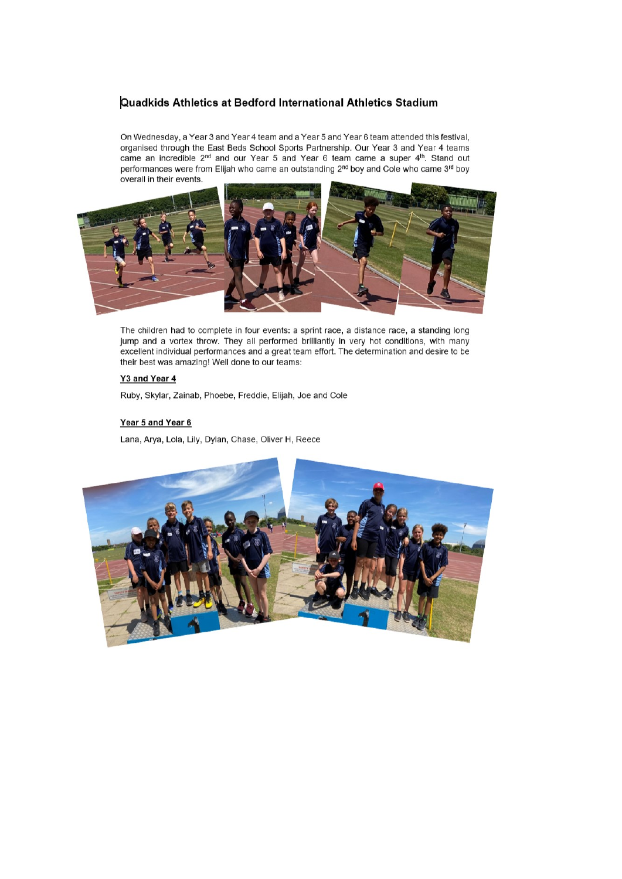## Quadkids Athletics at Bedford International Athletics Stadium

On Wednesday, a Year 3 and Year 4 team and a Year 5 and Year 6 team attended this festival, organised through the East Beds School Sports Partnership. Our Year 3 and Year 4 teams came an incredible 2nd and our Year 5 and Year 6 team came a super 4th. Stand out performances were from Elijah who came an outstanding 2nd boy and Cole who came 3rd boy overall in their events.

The children had to complete in four events: a sprint race, a distance race, a standing long jump and a vortex throw. They all performed brilliantly in very hot conditions, with many excellent individual performances and a great team effort. The determination and desire to be their best was amazing! Well done to our teams:

**Y3 and Year 4**

Ruby, Skylar, Zainab, Phoebe, Freddie, Elijah, Joe and Cole

**Year 5 and Year 6**

Lana, Arya, Lola, Lily, Dylan, Chase, Oliver H, Reece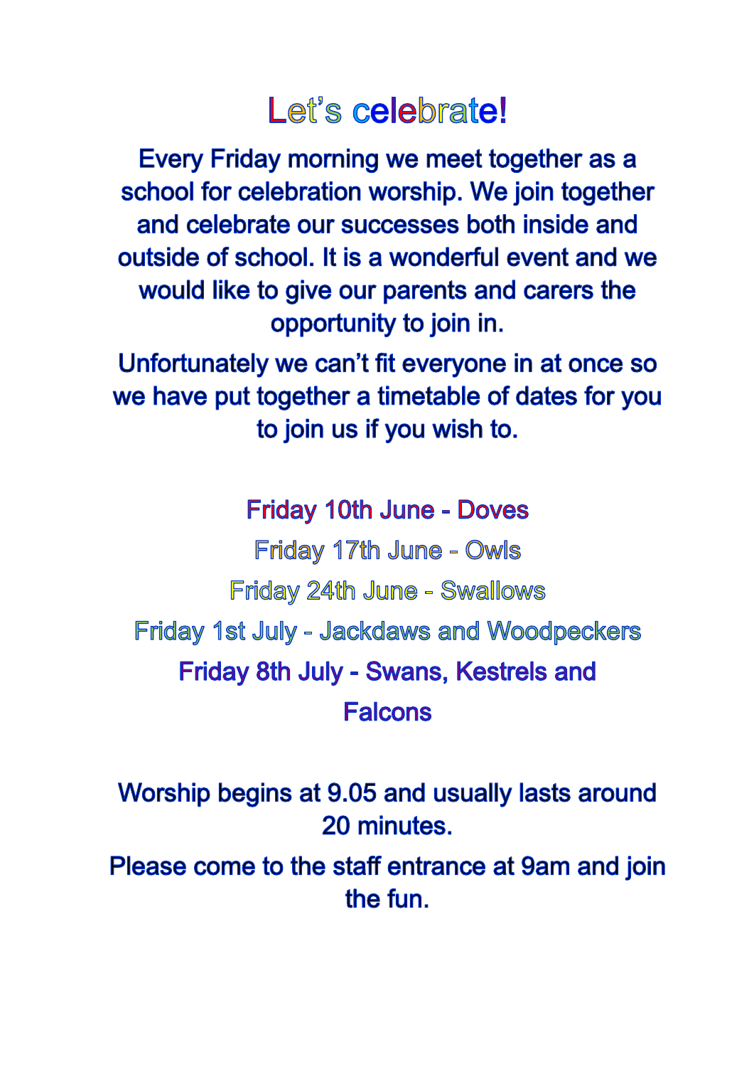# Let's celebrate!

Every Friday morning we meet together as a school for celebration worship. We join together and celebrate our successes both inside and outside of school. It is a wonderful event and we would like to give our parents and carers the opportunity to join in.

Unfortunately we can't fit everyone in at once so we have put together a timetable of dates for you to join us if you wish to.

Friday 10th June - Doves

Friday 17th June - Owls

Friday 24th June - Swallows

Friday 1st July - Jackdaws and Woodpeckers

Friday 8th July - Swans, Kestrels and Falcons

Worship begins at 9.05 and usually lasts around 20 minutes.

Please come to the staff entrance at 9am and join the fun.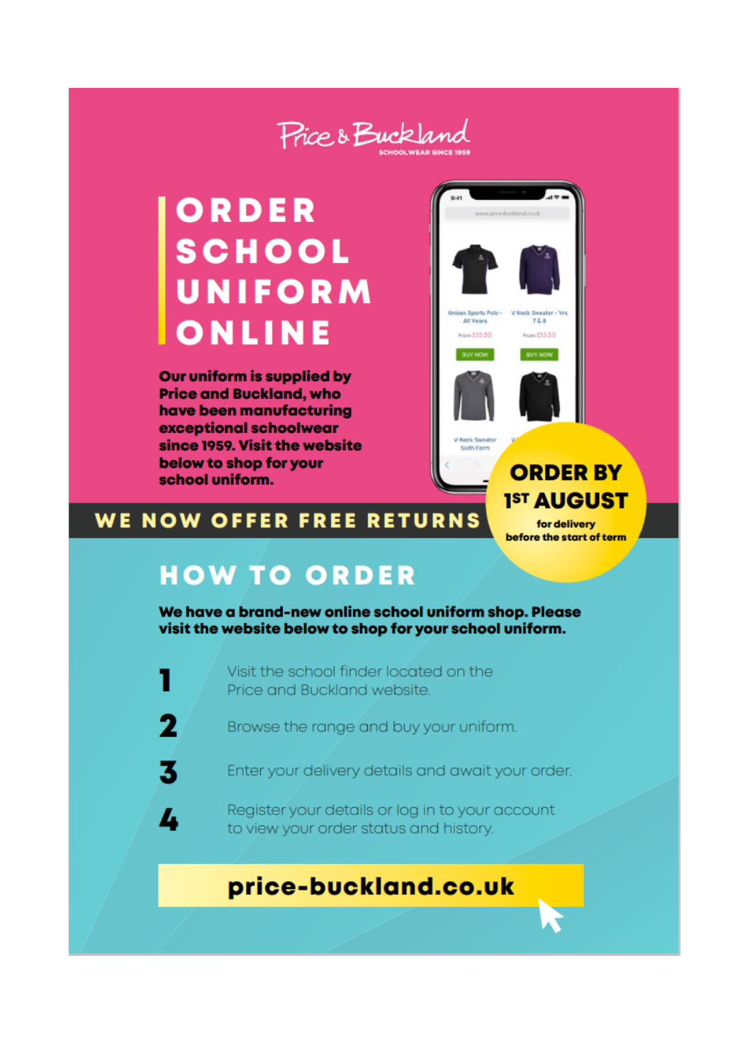Price & Buckland
SCHOOLWEAR SINCE 1959

# ORDER SCHOOL UNIFORM ONLINE

**Our uniform is supplied by Price and Buckland, who have been manufacturing exceptional schoolwear since 1959. Visit the website below to shop for your school uniform.**

**ORDER BY 1ST AUGUST**
**for delivery before the start of term**

**WE NOW OFFER FREE RETURNS**

## HOW TO ORDER

**We have a brand-new online school uniform shop. Please visit the website below to shop for your school uniform.**

1. Visit the school finder located on the Price and Buckland website.
2. Browse the range and buy your uniform.
3. Enter your delivery details and await your order.
4. Register your details or log in to your account to view your order status and history.

**price-buckland.co.uk**